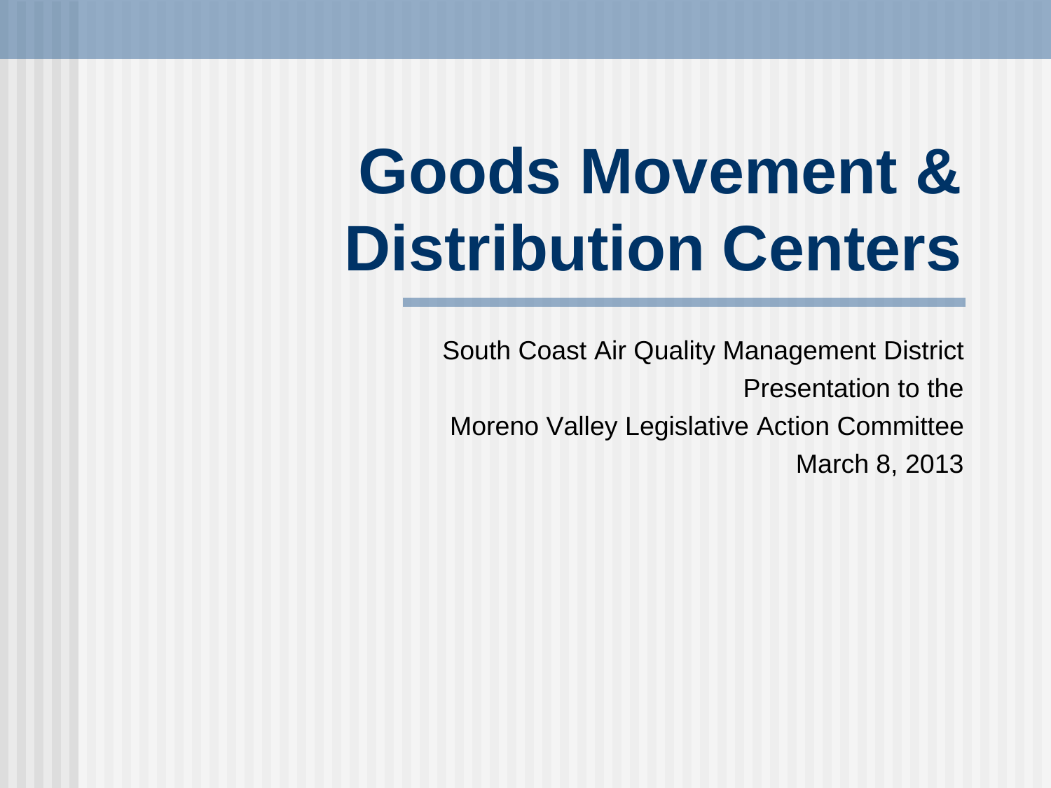# Goods Movement & Distribution Centers

South Coast Air Quality Management District

Presentation to the

Moreno Valley Legislative Action Committee

March 8, 2013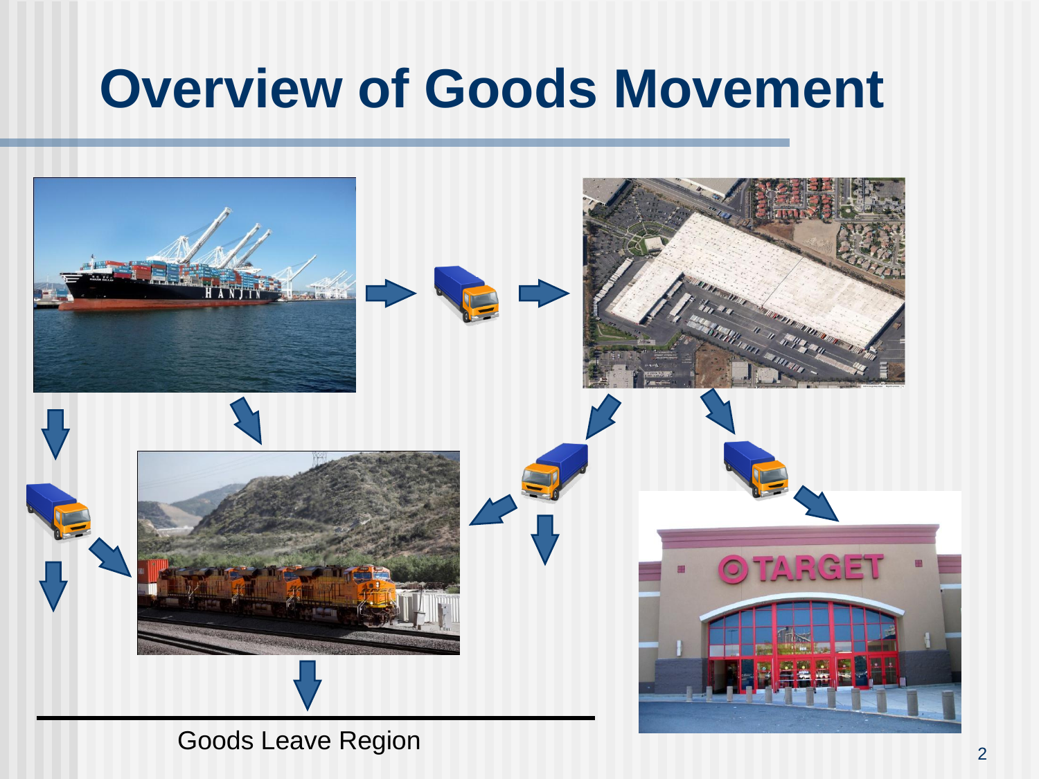# Overview of Goods Movement

Goods Leave Region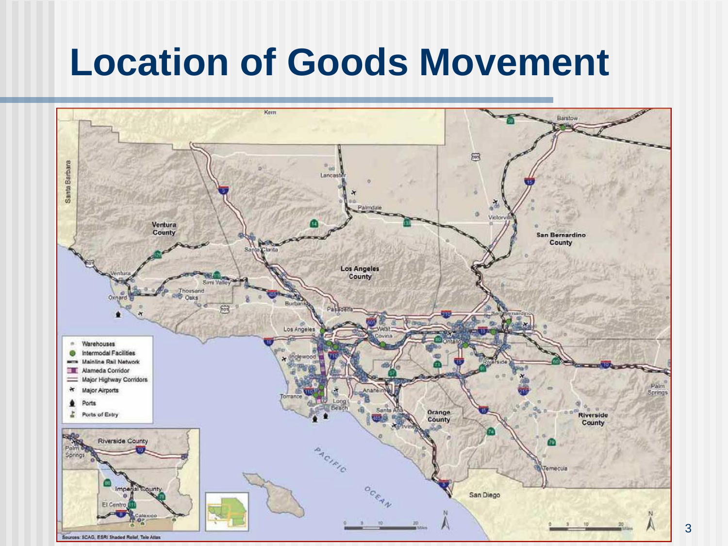# Location of Goods Movement

- Warehouses
- Intermodal Facilities
- Mainline Rail Network
- Alameda Corridor
- Major Highway Corridors
- Major Airports
- Ports
- Ports of Entry

Sources: SCAG, ESRI Shaded Relief, Tele Atlas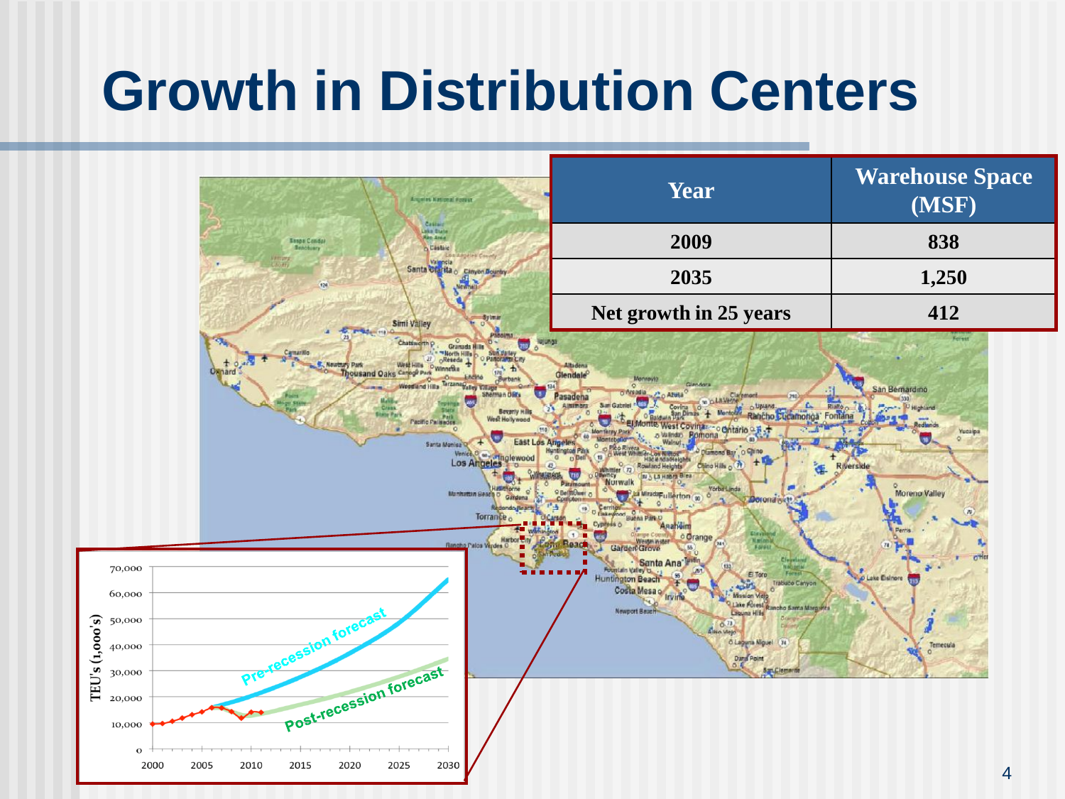# Growth in Distribution Centers

| Year | Warehouse Space (MSF) |
|---|---|
| 2009 | 838 |
| 2035 | 1,250 |
| Net growth in 25 years | 412 |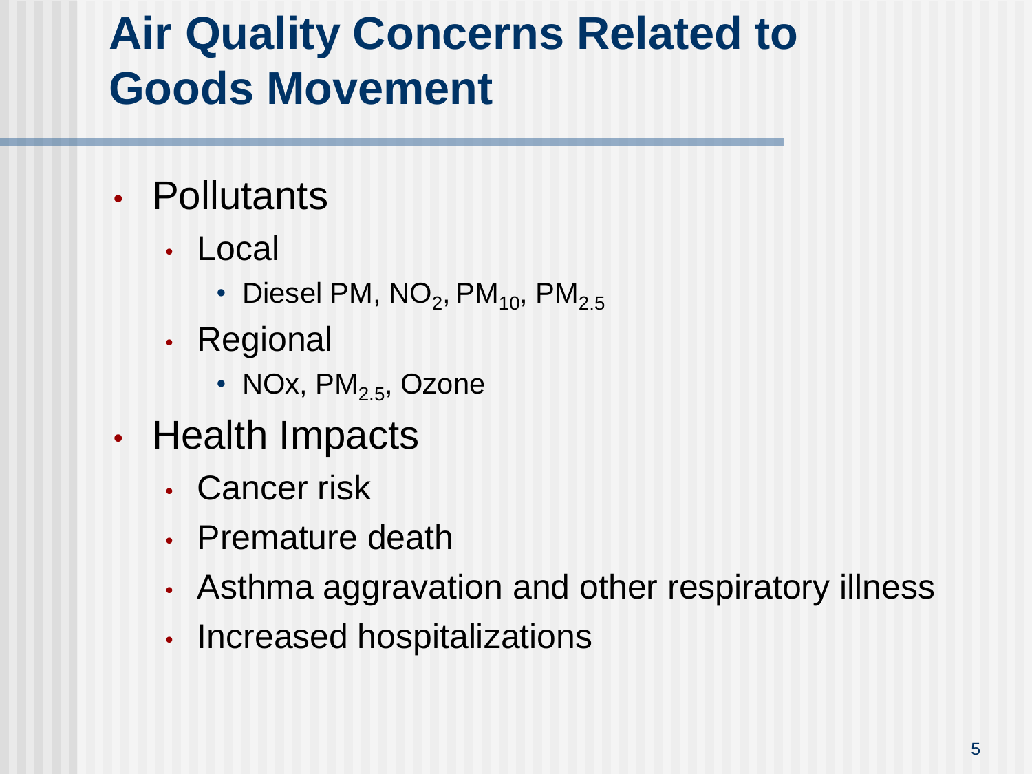# Air Quality Concerns Related to Goods Movement

- Pollutants
  - Local
    - Diesel PM, $NO_2$, $PM_{10}$, $PM_{2.5}$
  - Regional
    - NOx, $PM_{2.5}$, Ozone
- Health Impacts
  - Cancer risk
  - Premature death
  - Asthma aggravation and other respiratory illness
  - Increased hospitalizations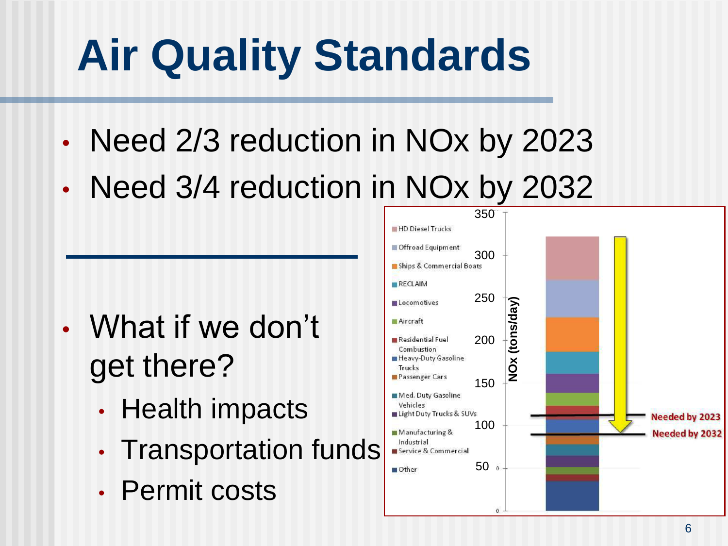# Air Quality Standards

- Need 2/3 reduction in NOx by 2023
- Need 3/4 reduction in NOx by 2032

- What if we don't get there?
  - Health impacts
  - Transportation funds
  - Permit costs

NOx (tons/day)

- HD Diesel Trucks
- Offroad Equipment
- Ships & Commercial Boats
- RECLAIM
- Locomotives
- Aircraft
- Residential Fuel Combustion
- Heavy-Duty Gasoline Trucks
- Passenger Cars
- Med. Duty Gasoline Vehicles
- Light Duty Trucks & SUVs
- Manufacturing & Industrial
- Service & Commercial
- Other

Needed by 2023

Needed by 2032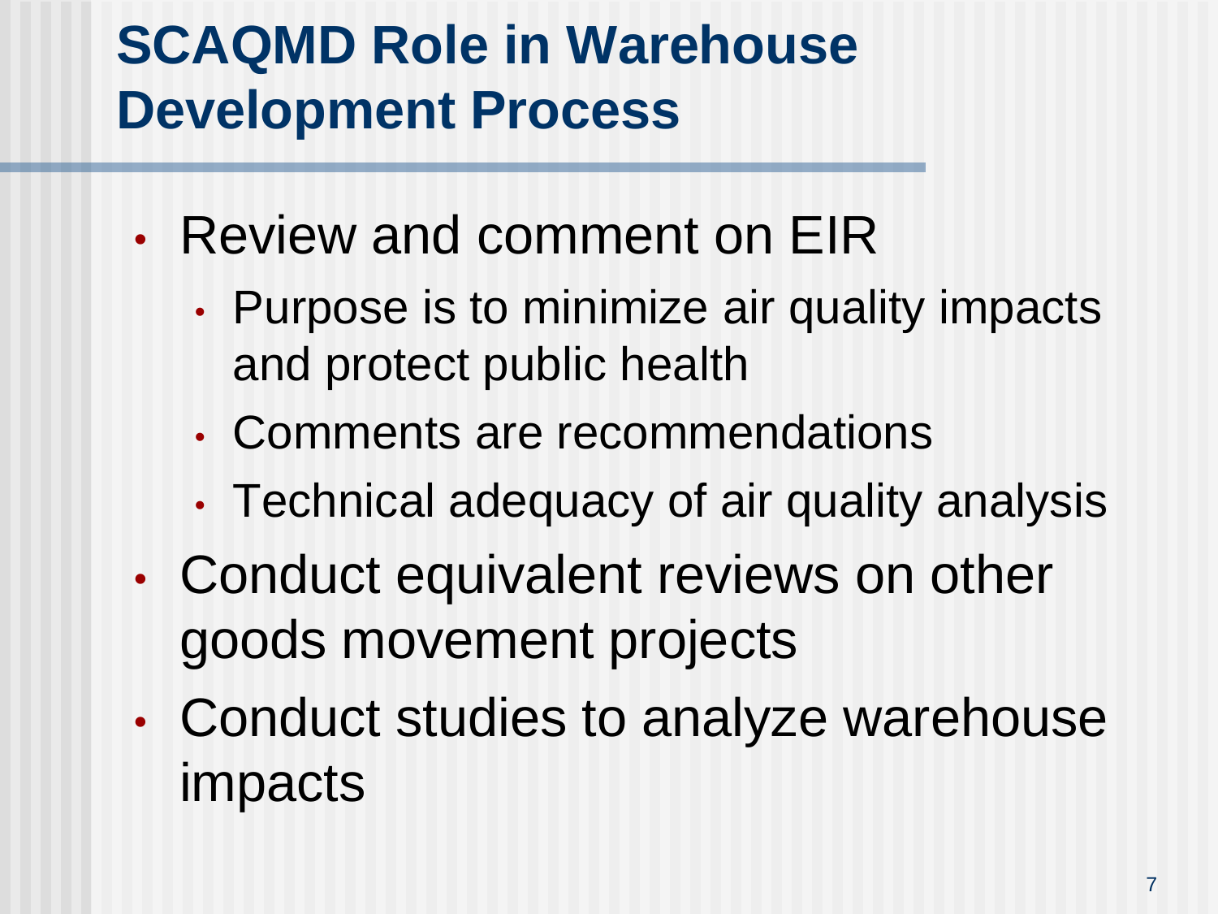# SCAQMD Role in Warehouse Development Process

- Review and comment on EIR
  - Purpose is to minimize air quality impacts and protect public health
  - Comments are recommendations
  - Technical adequacy of air quality analysis
- Conduct equivalent reviews on other goods movement projects
- Conduct studies to analyze warehouse impacts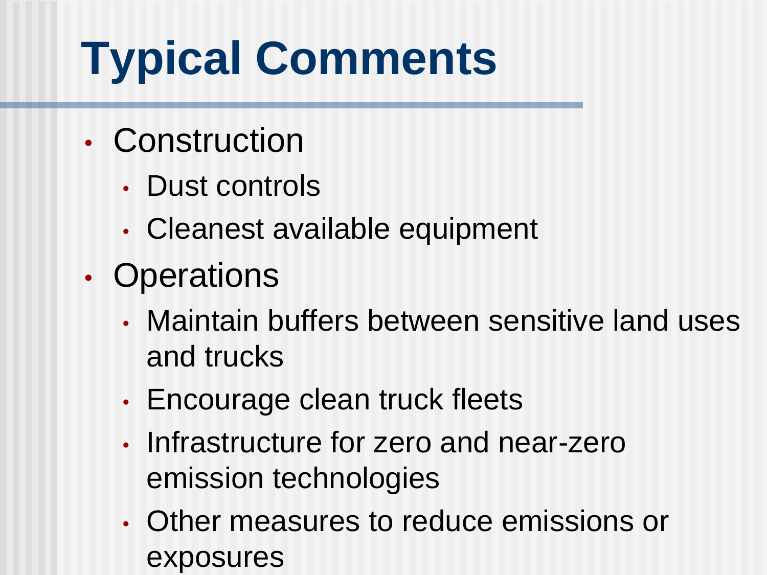# Typical Comments

- Construction
  - Dust controls
  - Cleanest available equipment
- Operations
  - Maintain buffers between sensitive land uses and trucks
  - Encourage clean truck fleets
  - Infrastructure for zero and near-zero emission technologies
  - Other measures to reduce emissions or exposures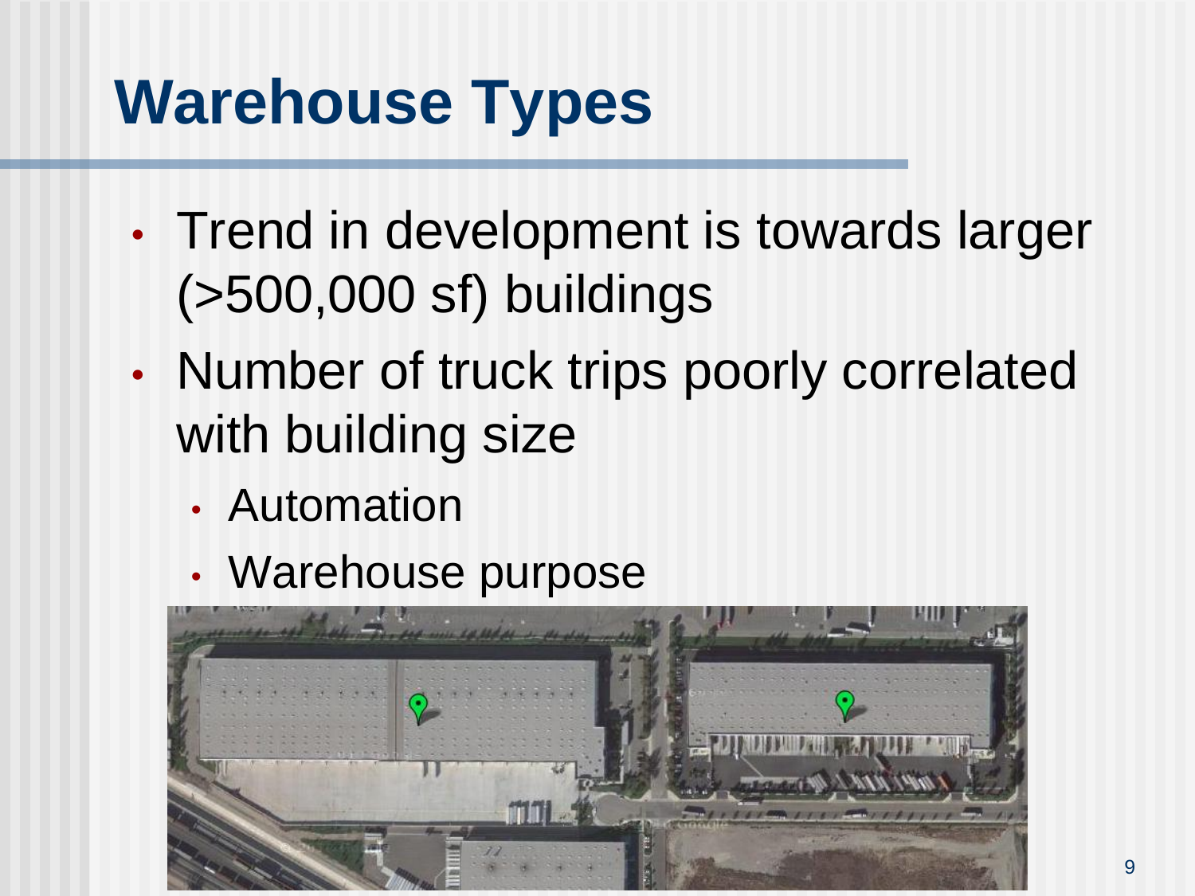# Warehouse Types

- Trend in development is towards larger (>500,000 sf) buildings
- Number of truck trips poorly correlated with building size
  - Automation
  - Warehouse purpose